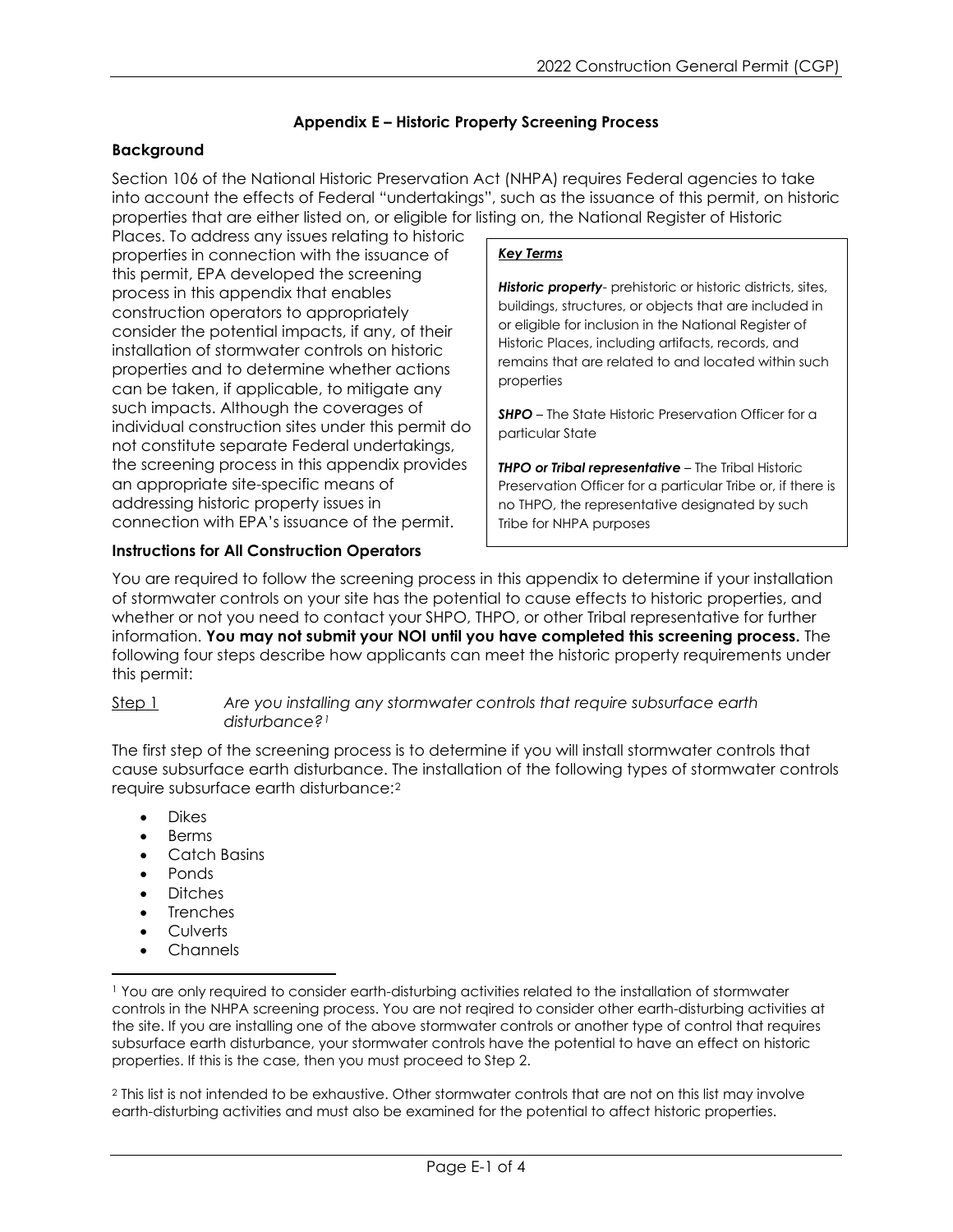## Appendix E – Historic Property Screening Process

### Background

Section 106 of the National Historic Preservation Act (NHPA) requires Federal agencies to take into account the effects of Federal "undertakings", such as the issuance of this permit, on historic properties that are either listed on, or eligible for listing on, the National Register of Historic Places. To address any issues relating to historic properties in connection with the issuance of this permit, EPA developed the screening process in this appendix that enables construction operators to appropriately consider the potential impacts, if any, of their installation of stormwater controls on historic properties and to determine whether actions can be taken, if applicable, to mitigate any such impacts. Although the coverages of individual construction sites under this permit do not constitute separate Federal undertakings, the screening process in this appendix provides an appropriate site-specific means of addressing historic property issues in connection with EPA's issuance of the permit.

> ***Key Terms***
>
> ***Historic property***- prehistoric or historic districts, sites, buildings, structures, or objects that are included in or eligible for inclusion in the National Register of Historic Places, including artifacts, records, and remains that are related to and located within such properties
>
> ***SHPO*** – The State Historic Preservation Officer for a particular State
>
> ***THPO or Tribal representative*** – The Tribal Historic Preservation Officer for a particular Tribe or, if there is no THPO, the representative designated by such Tribe for NHPA purposes

### Instructions for All Construction Operators

You are required to follow the screening process in this appendix to determine if your installation of stormwater controls on your site has the potential to cause effects to historic properties, and whether or not you need to contact your SHPO, THPO, or other Tribal representative for further information. **You may not submit your NOI until you have completed this screening process.** The following four steps describe how applicants can meet the historic property requirements under this permit:

<u>Step 1</u> *Are you installing any stormwater controls that require subsurface earth disturbance?*[1]

The first step of the screening process is to determine if you will install stormwater controls that cause subsurface earth disturbance. The installation of the following types of stormwater controls require subsurface earth disturbance:[2]

- Dikes
- Berms
- Catch Basins
- Ponds
- Ditches
- Trenches
- Culverts
- Channels

---

[1] You are only required to consider earth-disturbing activities related to the installation of stormwater controls in the NHPA screening process. You are not reqired to consider other earth-disturbing activities at the site. If you are installing one of the above stormwater controls or another type of control that requires subsurface earth disturbance, your stormwater controls have the potential to have an effect on historic properties. If this is the case, then you must proceed to Step 2.

[2] This list is not intended to be exhaustive. Other stormwater controls that are not on this list may involve earth-disturbing activities and must also be examined for the potential to affect historic properties.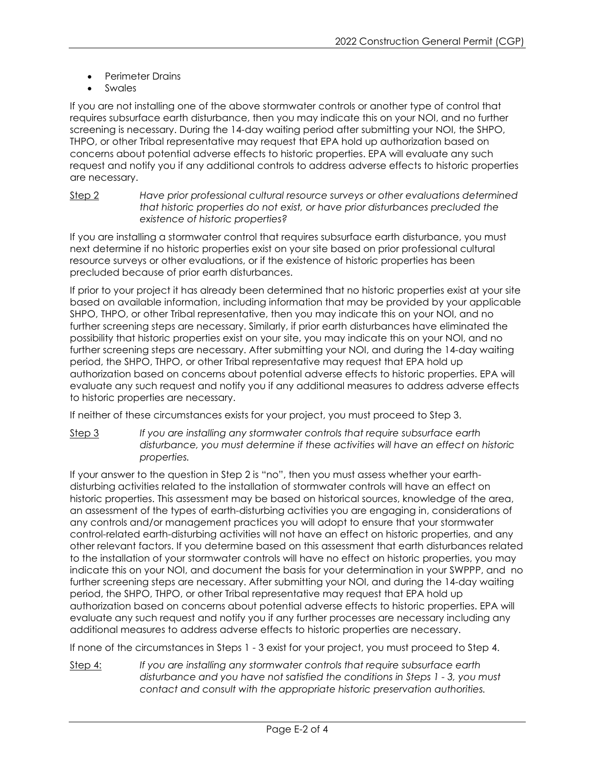- Perimeter Drains
- Swales

If you are not installing one of the above stormwater controls or another type of control that requires subsurface earth disturbance, then you may indicate this on your NOI, and no further screening is necessary. During the 14-day waiting period after submitting your NOI, the SHPO, THPO, or other Tribal representative may request that EPA hold up authorization based on concerns about potential adverse effects to historic properties. EPA will evaluate any such request and notify you if any additional controls to address adverse effects to historic properties are necessary.

Step 2 *Have prior professional cultural resource surveys or other evaluations determined that historic properties do not exist, or have prior disturbances precluded the existence of historic properties?*

If you are installing a stormwater control that requires subsurface earth disturbance, you must next determine if no historic properties exist on your site based on prior professional cultural resource surveys or other evaluations, or if the existence of historic properties has been precluded because of prior earth disturbances.

If prior to your project it has already been determined that no historic properties exist at your site based on available information, including information that may be provided by your applicable SHPO, THPO, or other Tribal representative, then you may indicate this on your NOI, and no further screening steps are necessary. Similarly, if prior earth disturbances have eliminated the possibility that historic properties exist on your site, you may indicate this on your NOI, and no further screening steps are necessary. After submitting your NOI, and during the 14-day waiting period, the SHPO, THPO, or other Tribal representative may request that EPA hold up authorization based on concerns about potential adverse effects to historic properties. EPA will evaluate any such request and notify you if any additional measures to address adverse effects to historic properties are necessary.

If neither of these circumstances exists for your project, you must proceed to Step 3.

Step 3 *If you are installing any stormwater controls that require subsurface earth disturbance, you must determine if these activities will have an effect on historic properties.*

If your answer to the question in Step 2 is "no", then you must assess whether your earth-disturbing activities related to the installation of stormwater controls will have an effect on historic properties. This assessment may be based on historical sources, knowledge of the area, an assessment of the types of earth-disturbing activities you are engaging in, considerations of any controls and/or management practices you will adopt to ensure that your stormwater control-related earth-disturbing activities will not have an effect on historic properties, and any other relevant factors. If you determine based on this assessment that earth disturbances related to the installation of your stormwater controls will have no effect on historic properties, you may indicate this on your NOI, and document the basis for your determination in your SWPPP, and no further screening steps are necessary. After submitting your NOI, and during the 14-day waiting period, the SHPO, THPO, or other Tribal representative may request that EPA hold up authorization based on concerns about potential adverse effects to historic properties. EPA will evaluate any such request and notify you if any further processes are necessary including any additional measures to address adverse effects to historic properties are necessary.

If none of the circumstances in Steps 1 - 3 exist for your project, you must proceed to Step 4.

Step 4: *If you are installing any stormwater controls that require subsurface earth disturbance and you have not satisfied the conditions in Steps 1 - 3, you must contact and consult with the appropriate historic preservation authorities.*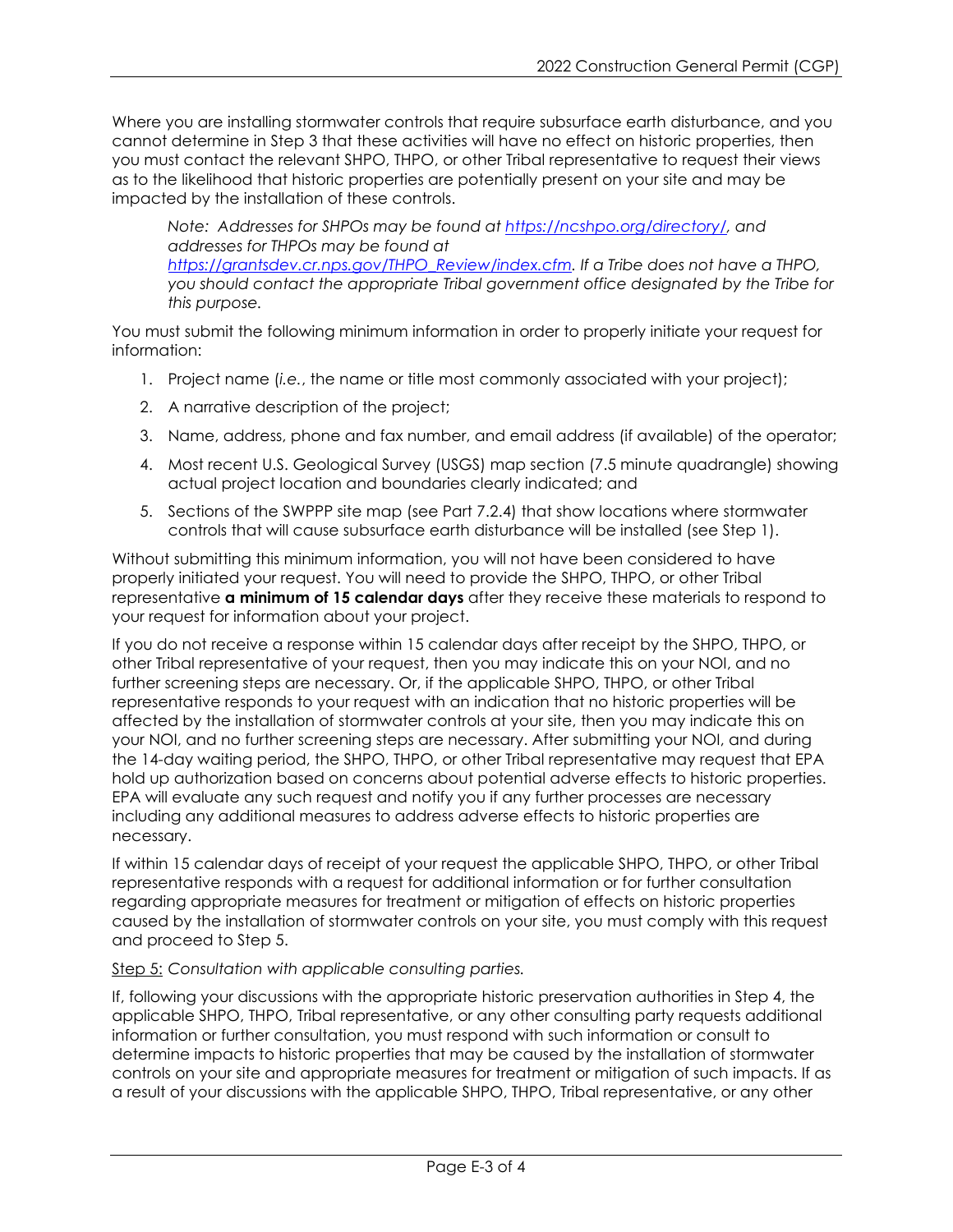Where you are installing stormwater controls that require subsurface earth disturbance, and you cannot determine in Step 3 that these activities will have no effect on historic properties, then you must contact the relevant SHPO, THPO, or other Tribal representative to request their views as to the likelihood that historic properties are potentially present on your site and may be impacted by the installation of these controls.

> *Note: Addresses for SHPOs may be found at [https://ncshpo.org/directory/](https://ncshpo.org/directory/), and addresses for THPOs may be found at [https://grantsdev.cr.nps.gov/THPO_Review/index.cfm](https://grantsdev.cr.nps.gov/THPO_Review/index.cfm). If a Tribe does not have a THPO, you should contact the appropriate Tribal government office designated by the Tribe for this purpose.*

You must submit the following minimum information in order to properly initiate your request for information:

1. Project name (*i.e.*, the name or title most commonly associated with your project);
2. A narrative description of the project;
3. Name, address, phone and fax number, and email address (if available) of the operator;
4. Most recent U.S. Geological Survey (USGS) map section (7.5 minute quadrangle) showing actual project location and boundaries clearly indicated; and
5. Sections of the SWPPP site map (see Part 7.2.4) that show locations where stormwater controls that will cause subsurface earth disturbance will be installed (see Step 1).

Without submitting this minimum information, you will not have been considered to have properly initiated your request. You will need to provide the SHPO, THPO, or other Tribal representative **a minimum of 15 calendar days** after they receive these materials to respond to your request for information about your project.

If you do not receive a response within 15 calendar days after receipt by the SHPO, THPO, or other Tribal representative of your request, then you may indicate this on your NOI, and no further screening steps are necessary. Or, if the applicable SHPO, THPO, or other Tribal representative responds to your request with an indication that no historic properties will be affected by the installation of stormwater controls at your site, then you may indicate this on your NOI, and no further screening steps are necessary. After submitting your NOI, and during the 14-day waiting period, the SHPO, THPO, or other Tribal representative may request that EPA hold up authorization based on concerns about potential adverse effects to historic properties. EPA will evaluate any such request and notify you if any further processes are necessary including any additional measures to address adverse effects to historic properties are necessary.

If within 15 calendar days of receipt of your request the applicable SHPO, THPO, or other Tribal representative responds with a request for additional information or for further consultation regarding appropriate measures for treatment or mitigation of effects on historic properties caused by the installation of stormwater controls on your site, you must comply with this request and proceed to Step 5.

<u>Step 5:</u> *Consultation with applicable consulting parties.*

If, following your discussions with the appropriate historic preservation authorities in Step 4, the applicable SHPO, THPO, Tribal representative, or any other consulting party requests additional information or further consultation, you must respond with such information or consult to determine impacts to historic properties that may be caused by the installation of stormwater controls on your site and appropriate measures for treatment or mitigation of such impacts. If as a result of your discussions with the applicable SHPO, THPO, Tribal representative, or any other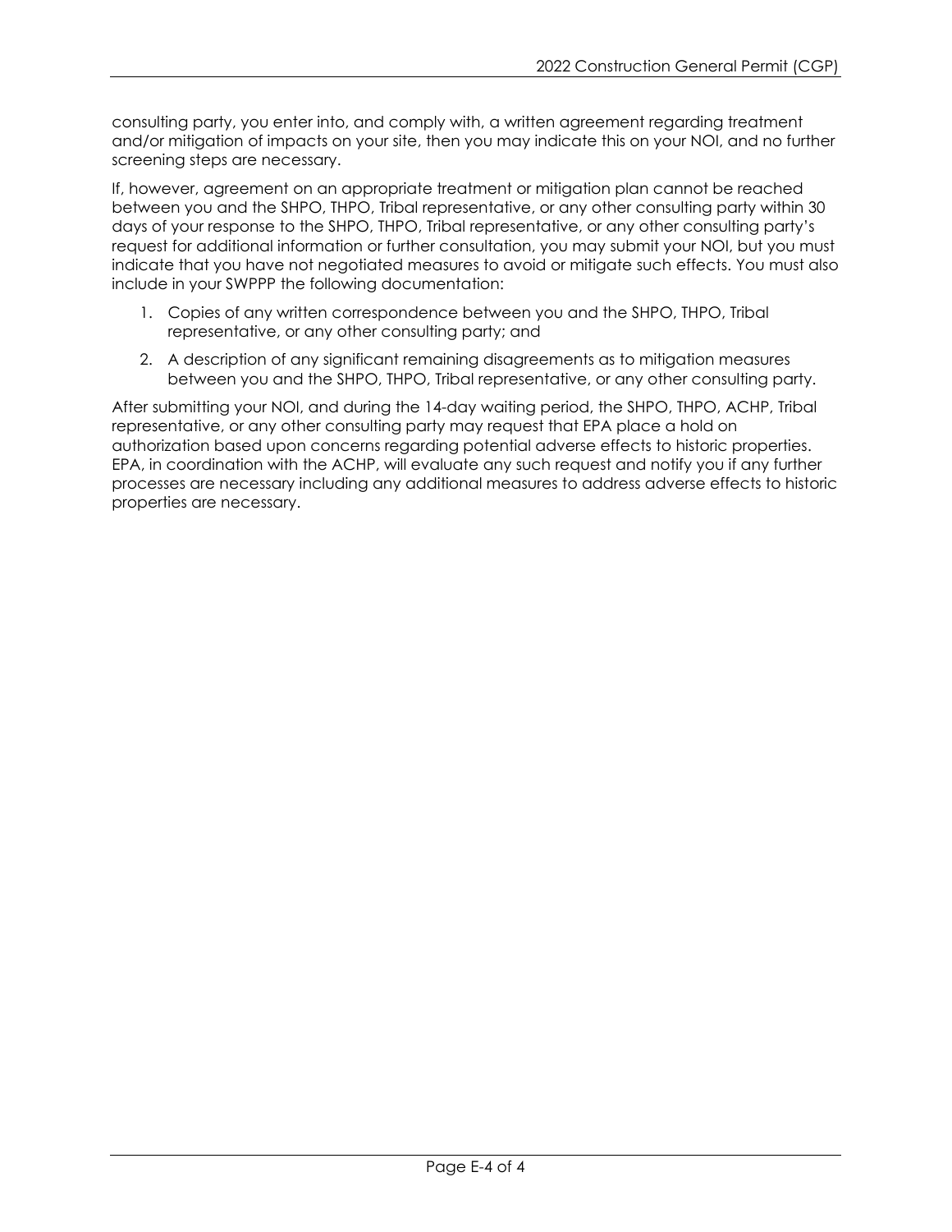consulting party, you enter into, and comply with, a written agreement regarding treatment and/or mitigation of impacts on your site, then you may indicate this on your NOI, and no further screening steps are necessary.

If, however, agreement on an appropriate treatment or mitigation plan cannot be reached between you and the SHPO, THPO, Tribal representative, or any other consulting party within 30 days of your response to the SHPO, THPO, Tribal representative, or any other consulting party's request for additional information or further consultation, you may submit your NOI, but you must indicate that you have not negotiated measures to avoid or mitigate such effects. You must also include in your SWPPP the following documentation:

1. Copies of any written correspondence between you and the SHPO, THPO, Tribal representative, or any other consulting party; and
2. A description of any significant remaining disagreements as to mitigation measures between you and the SHPO, THPO, Tribal representative, or any other consulting party.

After submitting your NOI, and during the 14-day waiting period, the SHPO, THPO, ACHP, Tribal representative, or any other consulting party may request that EPA place a hold on authorization based upon concerns regarding potential adverse effects to historic properties. EPA, in coordination with the ACHP, will evaluate any such request and notify you if any further processes are necessary including any additional measures to address adverse effects to historic properties are necessary.